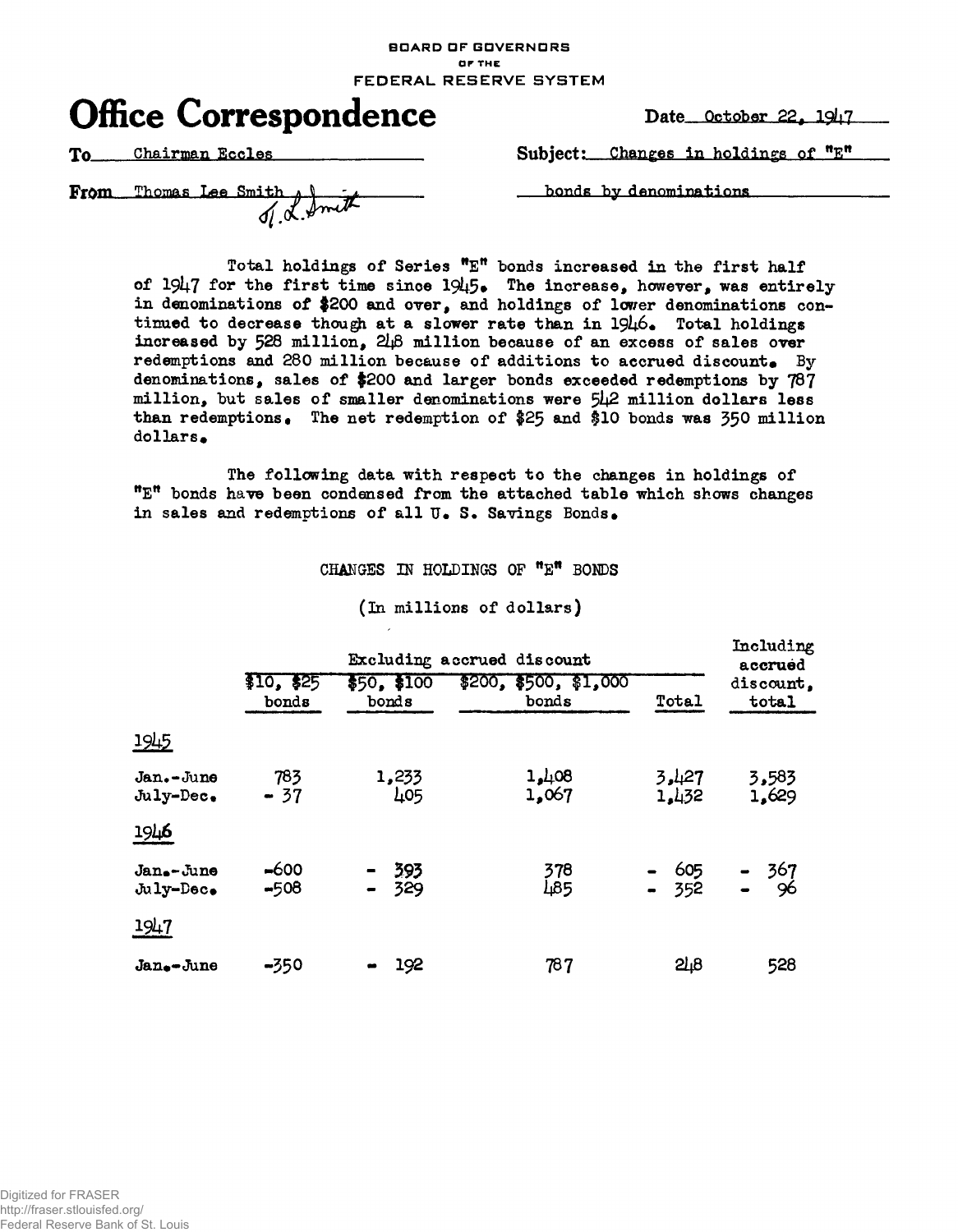BOARD OF GOVERNORS
OF THE
FEDERAL RESERVE SYSTEM

# Office Correspondence

Date October 22, 1947

To Chairman Eccles

Subject: Changes in holdings of "E" bonds by denominations

From Thomas Lee Smith T.L. Smith

Total holdings of Series "E" bonds increased in the first half of 1947 for the first time since 1945. The increase, however, was entirely in denominations of $200 and over, and holdings of lower denominations continued to decrease though at a slower rate than in 1946. Total holdings increased by 528 million, 248 million because of an excess of sales over redemptions and 280 million because of additions to accrued discount. By denominations, sales of $200 and larger bonds exceeded redemptions by 787 million, but sales of smaller denominations were 542 million dollars less than redemptions. The net redemption of $25 and $10 bonds was 350 million dollars.

The following data with respect to the changes in holdings of "E" bonds have been condensed from the attached table which shows changes in sales and redemptions of all U. S. Savings Bonds.

CHANGES IN HOLDINGS OF "E" BONDS

(In millions of dollars)

| | Excluding accrued discount | | | | Including accrued discount, total |
|---|---|---|---|---|---|
| | $10, $25 bonds | $50, $100 bonds | $200, $500, $1,000 bonds | Total | |
| **1945** | | | | | |
| Jan.-June | 783 | 1,233 | 1,408 | 3,427 | 3,583 |
| July-Dec. | - 37 | 405 | 1,067 | 1,432 | 1,629 |
| **1946** | | | | | |
| Jan.-June | -600 | - 393 | 378 | - 605 | - 367 |
| July-Dec. | -508 | - 329 | 485 | - 352 | - 96 |
| **1947** | | | | | |
| Jan.-June | -350 | - 192 | 787 | 248 | 528 |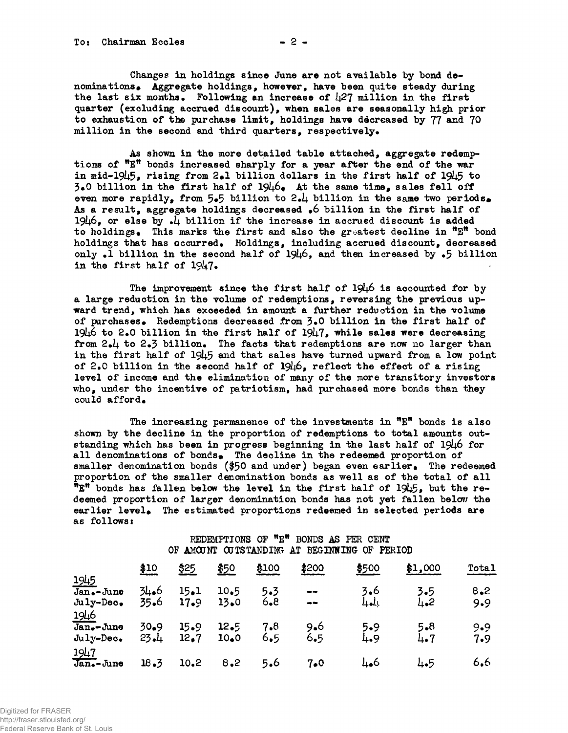To: Chairman Eccles

Changes in holdings since June are not available by bond denominations. Aggregate holdings, however, have been quite steady during the last six months. Following an increase of 427 million in the first quarter (excluding accrued discount), when sales are seasonally high prior to exhaustion of the purchase limit, holdings have decreased by 77 and 70 million in the second and third quarters, respectively.

As shown in the more detailed table attached, aggregate redemptions of "E" bonds increased sharply for a year after the end of the war in mid-1945, rising from 2.1 billion dollars in the first half of 1945 to 3.0 billion in the first half of 1946. At the same time, sales fell off even more rapidly, from 5.5 billion to 2.4 billion in the same two periods. As a result, aggregate holdings decreased .6 billion in the first half of 1946, or else by .4 billion if the increase in accrued discount is added to holdings. This marks the first and also the greatest decline in "E" bond holdings that has occurred. Holdings, including accrued discount, decreased only .1 billion in the second half of 1946, and then increased by .5 billion in the first half of 1947.

The improvement since the first half of 1946 is accounted for by a large reduction in the volume of redemptions, reversing the previous upward trend, which has exceeded in amount a further reduction in the volume of purchases. Redemptions decreased from 3.0 billion in the first half of 1946 to 2.0 billion in the first half of 1947, while sales were decreasing from 2.4 to 2.3 billion. The facts that redemptions are now no larger than in the first half of 1945 and that sales have turned upward from a low point of 2.0 billion in the second half of 1946, reflect the effect of a rising level of income and the elimination of many of the more transitory investors who, under the incentive of patriotism, had purchased more bonds than they could afford.

The increasing permanence of the investments in "E" bonds is also shown by the decline in the proportion of redemptions to total amounts outstanding which has been in progress beginning in the last half of 1946 for all denominations of bonds. The decline in the redeemed proportion of smaller denomination bonds ($50 and under) began even earlier. The redeemed proportion of the smaller denomination bonds as well as of the total of all "E" bonds has fallen below the level in the first half of 1945, but the redeemed proportion of larger denomination bonds has not yet fallen below the earlier level. The estimated proportions redeemed in selected periods are as follows:

REDEMPTIONS OF "E" BONDS AS PER CENT OF AMOUNT OUTSTANDING AT BEGINNING OF PERIOD

| | $10 | $25 | $50 | $100 | $200 | $500 | $1,000 | Total |
|---|---|---|---|---|---|---|---|---|
| 1945 | | | | | | | | |
| Jan.-June | 34.6 | 15.1 | 10.5 | 5.3 | -- | 3.6 | 3.5 | 8.2 |
| July-Dec. | 35.6 | 17.9 | 13.0 | 6.8 | -- | 4.4 | 4.2 | 9.9 |
| 1946 | | | | | | | | |
| Jan.-June | 30.9 | 15.9 | 12.5 | 7.8 | 9.6 | 5.9 | 5.8 | 9.9 |
| July-Dec. | 23.4 | 12.7 | 10.0 | 6.5 | 6.5 | 4.9 | 4.7 | 7.9 |
| 1947 | | | | | | | | |
| Jan.-June | 18.3 | 10.2 | 8.2 | 5.6 | 7.0 | 4.6 | 4.5 | 6.6 |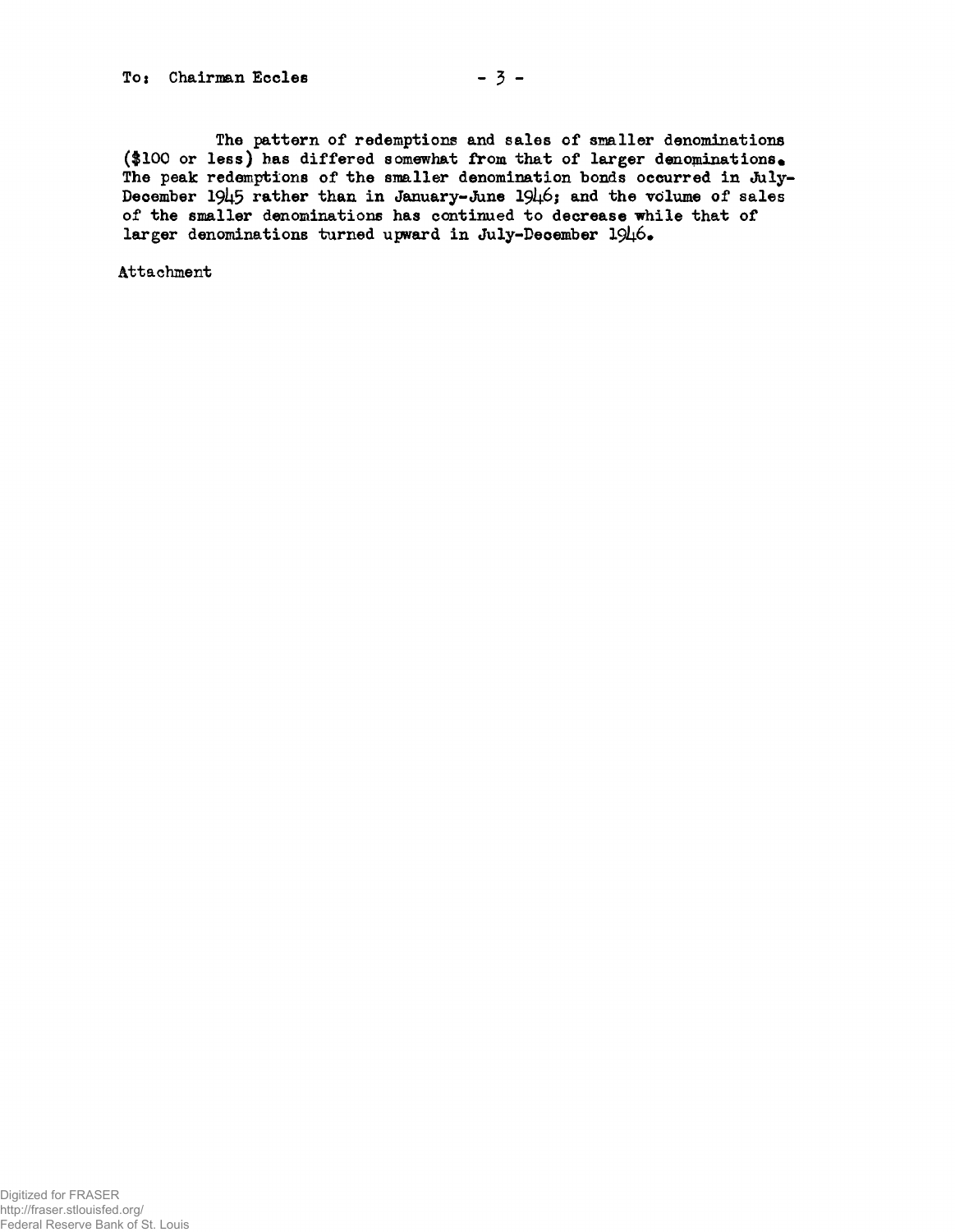The pattern of redemptions and sales of smaller denominations ($100 or less) has differed somewhat from that of larger denominations. The peak redemptions of the smaller denomination bonds occurred in July-December 1945 rather than in January-June 1946; and the volume of sales of the smaller denominations has continued to decrease while that of larger denominations turned upward in July-December 1946.

Attachment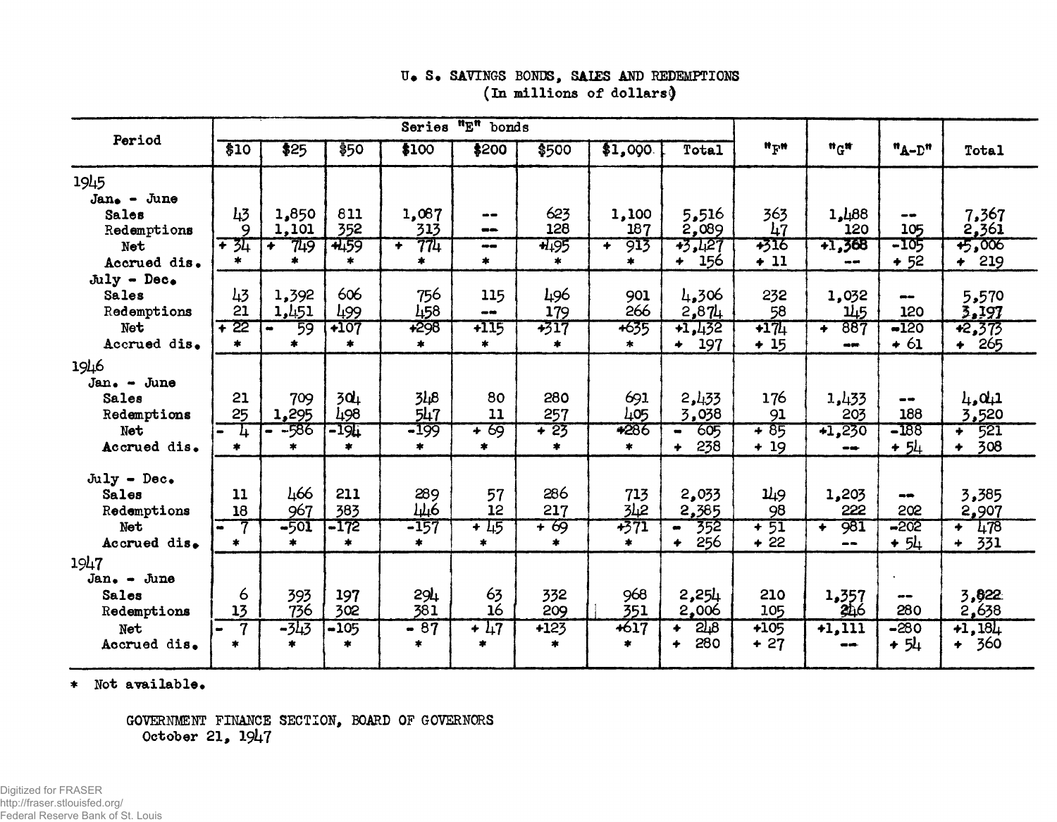# U. S. SAVINGS BONDS, SALES AND REDEMPTIONS
(In millions of dollars)

| Period | Series "E" bonds | | | | | | | | "F" | "G" | "A-D" | Total |
|---|---|---|---|---|---|---|---|---|---|---|---|---|
| | $10 | $25 | $50 | $100 | $200 | $500 | $1,000 | Total | | | | |
| **1945** | | | | | | | | | | | | |
| Jan. - June | | | | | | | | | | | | |
| Sales | 43 | 1,850 | 811 | 1,087 | -- | 623 | 1,100 | 5,516 | 363 | 1,488 | -- | 7,367 |
| Redemptions | 9 | 1,101 | 352 | 313 | -- | 128 | 187 | 2,089 | 47 | 120 | 105 | 2,361 |
| Net | + 34 | + 749 | +459 | + 774 | -- | +495 | + 913 | +3,427 | +316 | +1,368 | -105 | +5,006 |
| Accrued dis. | * | * | * | * | * | * | * | + 156 | + 11 | -- | + 52 | + 219 |
| July - Dec. | | | | | | | | | | | | |
| Sales | 43 | 1,392 | 606 | 756 | 115 | 496 | 901 | 4,306 | 232 | 1,032 | -- | 5,570 |
| Redemptions | 21 | 1,451 | 499 | 458 | -- | 179 | 266 | 2,874 | 58 | 145 | 120 | 3,197 |
| Net | + 22 | - 59 | +107 | +298 | +115 | +317 | +635 | +1,432 | +174 | + 887 | -120 | +2,373 |
| Accrued dis. | * | * | * | * | * | * | * | + 197 | + 15 | -- | + 61 | + 265 |
| **1946** | | | | | | | | | | | | |
| Jan. - June | | | | | | | | | | | | |
| Sales | 21 | 709 | 304 | 348 | 80 | 280 | 691 | 2,433 | 176 | 1,433 | -- | 4,041 |
| Redemptions | 25 | 1,295 | 498 | 547 | 11 | 257 | 405 | 3,038 | 91 | 203 | 188 | 3,520 |
| Net | - 4 | - -586 | -194 | -199 | + 69 | + 23 | +286 | - 605 | + 85 | +1,230 | -188 | + 521 |
| Accrued dis. | * | * | * | * | * | * | * | + 238 | + 19 | -- | + 54 | + 308 |
| July - Dec. | | | | | | | | | | | | |
| Sales | 11 | 466 | 211 | 289 | 57 | 286 | 713 | 2,033 | 149 | 1,203 | -- | 3,385 |
| Redemptions | 18 | 967 | 383 | 446 | 12 | 217 | 342 | 2,385 | 98 | 222 | 202 | 2,907 |
| Net | - 7 | -501 | -172 | -157 | + 45 | + 69 | +371 | - 352 | + 51 | + 981 | -202 | + 478 |
| Accrued dis. | * | * | * | * | * | * | * | + 256 | + 22 | -- | + 54 | + 331 |
| **1947** | | | | | | | | | | | | |
| Jan. - June | | | | | | | | | | | | |
| Sales | 6 | 393 | 197 | 294 | 63 | 332 | 968 | 2,254 | 210 | 1,357 | -- | 3,822 |
| Redemptions | 13 | 736 | 302 | 381 | 16 | 209 | 351 | 2,006 | 105 | 246 | 280 | 2,638 |
| Net | - 7 | -343 | -105 | - 87 | + 47 | +123 | +617 | + 248 | +105 | +1,111 | -280 | +1,184 |
| Accrued dis. | * | * | * | * | * | * | * | + 280 | + 27 | -- | + 54 | + 360 |

\* Not available.

GOVERNMENT FINANCE SECTION, BOARD OF GOVERNORS
October 21, 1947